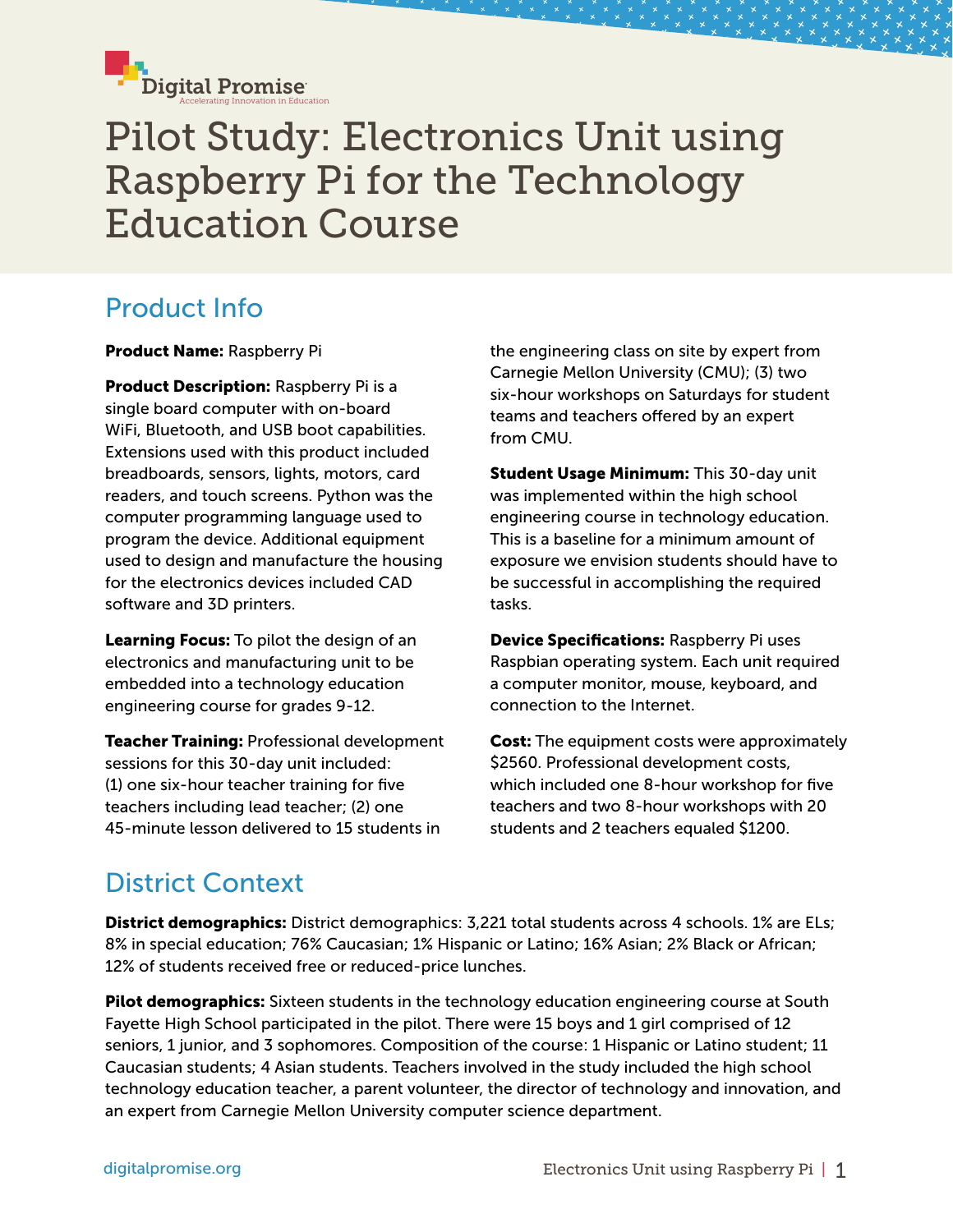# Pilot Study: Electronics Unit using Raspberry Pi for the Technology Education Course

## Product Info

**Product Name:** Raspberry Pi

**Product Description:** Raspberry Pi is a single board computer with on-board WiFi, Bluetooth, and USB boot capabilities. Extensions used with this product included breadboards, sensors, lights, motors, card readers, and touch screens. Python was the computer programming language used to program the device. Additional equipment used to design and manufacture the housing for the electronics devices included CAD software and 3D printers.

**Learning Focus:** To pilot the design of an electronics and manufacturing unit to be embedded into a technology education engineering course for grades 9-12.

**Teacher Training:** Professional development sessions for this 30-day unit included: (1) one six-hour teacher training for five teachers including lead teacher; (2) one 45-minute lesson delivered to 15 students in the engineering class on site by expert from Carnegie Mellon University (CMU); (3) two six-hour workshops on Saturdays for student teams and teachers offered by an expert from CMU.

**Student Usage Minimum:** This 30-day unit was implemented within the high school engineering course in technology education. This is a baseline for a minimum amount of exposure we envision students should have to be successful in accomplishing the required tasks.

**Device Specifications:** Raspberry Pi uses Raspbian operating system. Each unit required a computer monitor, mouse, keyboard, and connection to the Internet.

**Cost:** The equipment costs were approximately $2560. Professional development costs, which included one 8-hour workshop for five teachers and two 8-hour workshops with 20 students and 2 teachers equaled $1200.

## District Context

**District demographics:** District demographics: 3,221 total students across 4 schools. 1% are ELs; 8% in special education; 76% Caucasian; 1% Hispanic or Latino; 16% Asian; 2% Black or African; 12% of students received free or reduced-price lunches.

**Pilot demographics:** Sixteen students in the technology education engineering course at South Fayette High School participated in the pilot. There were 15 boys and 1 girl comprised of 12 seniors, 1 junior, and 3 sophomores. Composition of the course: 1 Hispanic or Latino student; 11 Caucasian students; 4 Asian students. Teachers involved in the study included the high school technology education teacher, a parent volunteer, the director of technology and innovation, and an expert from Carnegie Mellon University computer science department.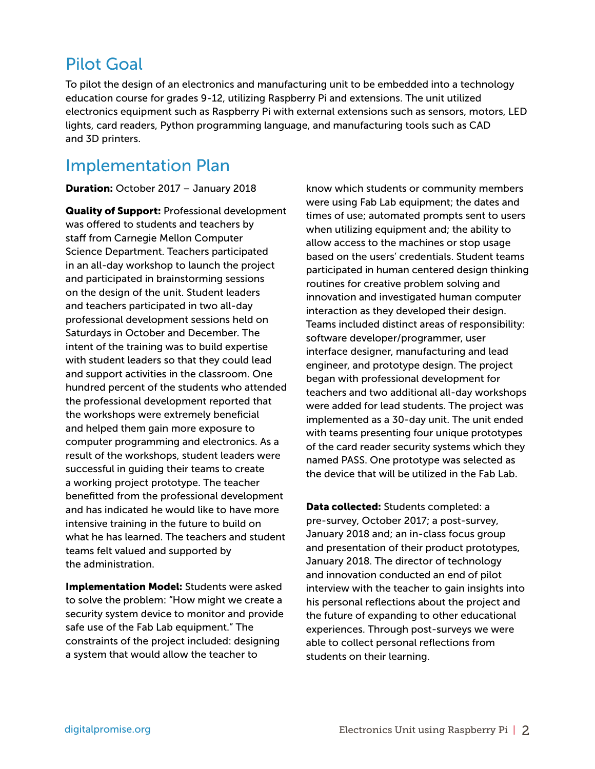## Pilot Goal

To pilot the design of an electronics and manufacturing unit to be embedded into a technology education course for grades 9-12, utilizing Raspberry Pi and extensions. The unit utilized electronics equipment such as Raspberry Pi with external extensions such as sensors, motors, LED lights, card readers, Python programming language, and manufacturing tools such as CAD and 3D printers.

## Implementation Plan

**Duration:** October 2017 – January 2018

**Quality of Support:** Professional development was offered to students and teachers by staff from Carnegie Mellon Computer Science Department. Teachers participated in an all-day workshop to launch the project and participated in brainstorming sessions on the design of the unit. Student leaders and teachers participated in two all-day professional development sessions held on Saturdays in October and December. The intent of the training was to build expertise with student leaders so that they could lead and support activities in the classroom. One hundred percent of the students who attended the professional development reported that the workshops were extremely beneficial and helped them gain more exposure to computer programming and electronics. As a result of the workshops, student leaders were successful in guiding their teams to create a working project prototype. The teacher benefitted from the professional development and has indicated he would like to have more intensive training in the future to build on what he has learned. The teachers and student teams felt valued and supported by the administration.

**Implementation Model:** Students were asked to solve the problem: "How might we create a security system device to monitor and provide safe use of the Fab Lab equipment." The constraints of the project included: designing a system that would allow the teacher to know which students or community members were using Fab Lab equipment; the dates and times of use; automated prompts sent to users when utilizing equipment and; the ability to allow access to the machines or stop usage based on the users' credentials. Student teams participated in human centered design thinking routines for creative problem solving and innovation and investigated human computer interaction as they developed their design. Teams included distinct areas of responsibility: software developer/programmer, user interface designer, manufacturing and lead engineer, and prototype design. The project began with professional development for teachers and two additional all-day workshops were added for lead students. The project was implemented as a 30-day unit. The unit ended with teams presenting four unique prototypes of the card reader security systems which they named PASS. One prototype was selected as the device that will be utilized in the Fab Lab.

**Data collected:** Students completed: a pre-survey, October 2017; a post-survey, January 2018 and; an in-class focus group and presentation of their product prototypes, January 2018. The director of technology and innovation conducted an end of pilot interview with the teacher to gain insights into his personal reflections about the project and the future of expanding to other educational experiences. Through post-surveys we were able to collect personal reflections from students on their learning.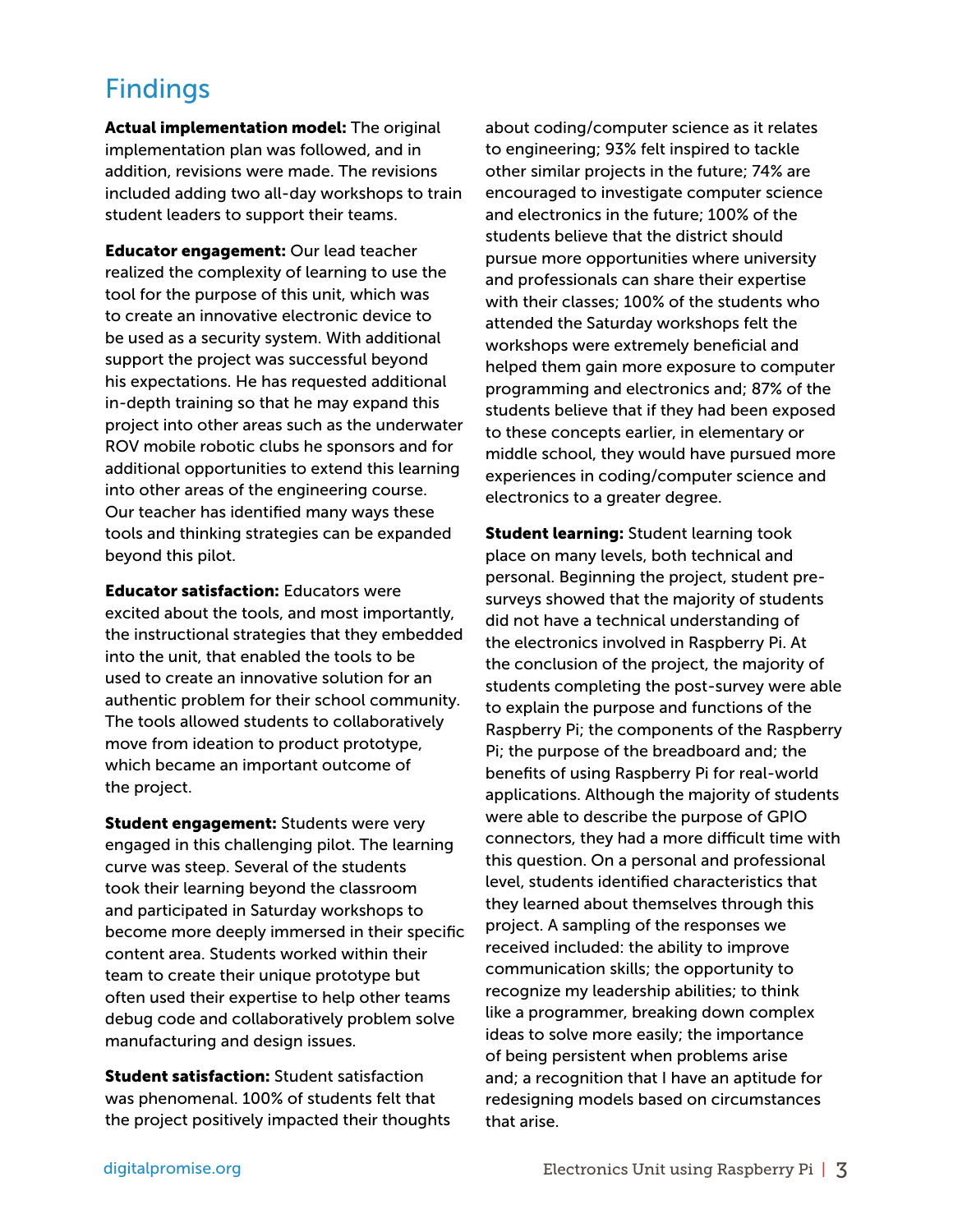## Findings

**Actual implementation model:** The original implementation plan was followed, and in addition, revisions were made. The revisions included adding two all-day workshops to train student leaders to support their teams.

**Educator engagement:** Our lead teacher realized the complexity of learning to use the tool for the purpose of this unit, which was to create an innovative electronic device to be used as a security system. With additional support the project was successful beyond his expectations. He has requested additional in-depth training so that he may expand this project into other areas such as the underwater ROV mobile robotic clubs he sponsors and for additional opportunities to extend this learning into other areas of the engineering course. Our teacher has identified many ways these tools and thinking strategies can be expanded beyond this pilot.

**Educator satisfaction:** Educators were excited about the tools, and most importantly, the instructional strategies that they embedded into the unit, that enabled the tools to be used to create an innovative solution for an authentic problem for their school community. The tools allowed students to collaboratively move from ideation to product prototype, which became an important outcome of the project.

**Student engagement:** Students were very engaged in this challenging pilot. The learning curve was steep. Several of the students took their learning beyond the classroom and participated in Saturday workshops to become more deeply immersed in their specific content area. Students worked within their team to create their unique prototype but often used their expertise to help other teams debug code and collaboratively problem solve manufacturing and design issues.

**Student satisfaction:** Student satisfaction was phenomenal. 100% of students felt that the project positively impacted their thoughts about coding/computer science as it relates to engineering; 93% felt inspired to tackle other similar projects in the future; 74% are encouraged to investigate computer science and electronics in the future; 100% of the students believe that the district should pursue more opportunities where university and professionals can share their expertise with their classes; 100% of the students who attended the Saturday workshops felt the workshops were extremely beneficial and helped them gain more exposure to computer programming and electronics and; 87% of the students believe that if they had been exposed to these concepts earlier, in elementary or middle school, they would have pursued more experiences in coding/computer science and electronics to a greater degree.

**Student learning:** Student learning took place on many levels, both technical and personal. Beginning the project, student pre-surveys showed that the majority of students did not have a technical understanding of the electronics involved in Raspberry Pi. At the conclusion of the project, the majority of students completing the post-survey were able to explain the purpose and functions of the Raspberry Pi; the components of the Raspberry Pi; the purpose of the breadboard and; the benefits of using Raspberry Pi for real-world applications. Although the majority of students were able to describe the purpose of GPIO connectors, they had a more difficult time with this question. On a personal and professional level, students identified characteristics that they learned about themselves through this project. A sampling of the responses we received included: the ability to improve communication skills; the opportunity to recognize my leadership abilities; to think like a programmer, breaking down complex ideas to solve more easily; the importance of being persistent when problems arise and; a recognition that I have an aptitude for redesigning models based on circumstances that arise.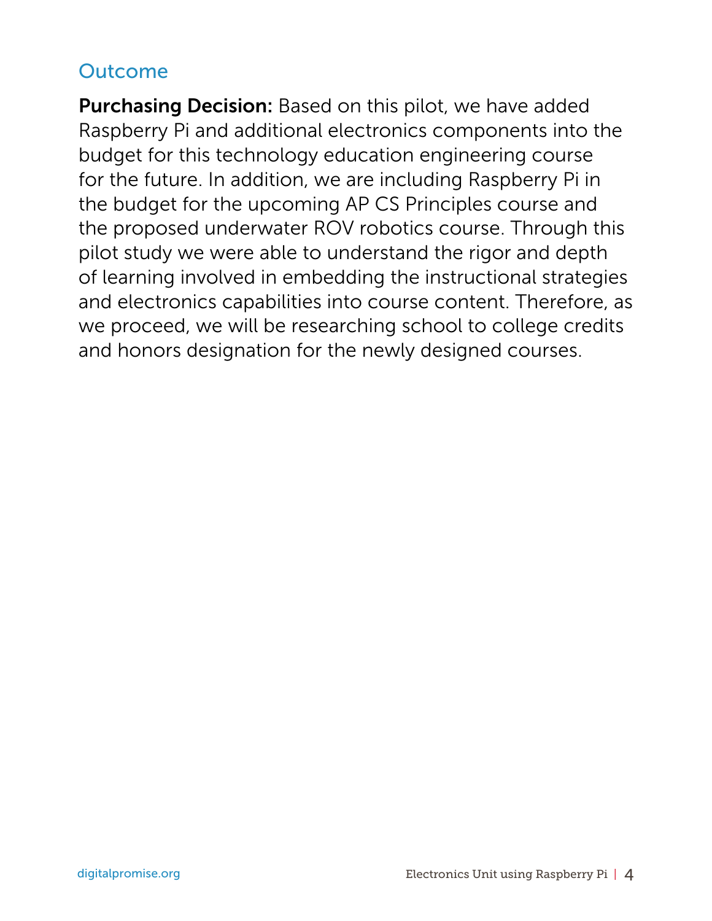## Outcome

**Purchasing Decision:** Based on this pilot, we have added Raspberry Pi and additional electronics components into the budget for this technology education engineering course for the future. In addition, we are including Raspberry Pi in the budget for the upcoming AP CS Principles course and the proposed underwater ROV robotics course. Through this pilot study we were able to understand the rigor and depth of learning involved in embedding the instructional strategies and electronics capabilities into course content. Therefore, as we proceed, we will be researching school to college credits and honors designation for the newly designed courses.